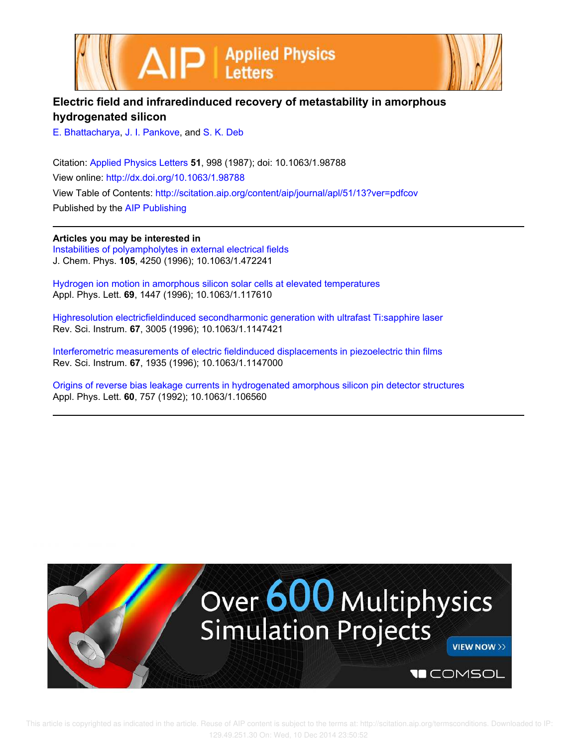# Electric field and infraredinduced recovery of metastability in amorphous hydrogenated silicon

E. Bhattacharya, J. I. Pankove, and S. K. Deb

Citation: Applied Physics Letters **51**, 998 (1987); doi: 10.1063/1.98788

View online: http://dx.doi.org/10.1063/1.98788

View Table of Contents: http://scitation.aip.org/content/aip/journal/apl/51/13?ver=pdfcov

Published by the AIP Publishing

**Articles you may be interested in**

Instabilities of polyampholytes in external electrical fields
J. Chem. Phys. **105**, 4250 (1996); 10.1063/1.472241

Hydrogen ion motion in amorphous silicon solar cells at elevated temperatures
Appl. Phys. Lett. **69**, 1447 (1996); 10.1063/1.117610

Highresolution electricfieldinduced secondharmonic generation with ultrafast Ti:sapphire laser
Rev. Sci. Instrum. **67**, 3005 (1996); 10.1063/1.1147421

Interferometric measurements of electric fieldinduced displacements in piezoelectric thin films
Rev. Sci. Instrum. **67**, 1935 (1996); 10.1063/1.1147000

Origins of reverse bias leakage currents in hydrogenated amorphous silicon pin detector structures
Appl. Phys. Lett. **60**, 757 (1992); 10.1063/1.106560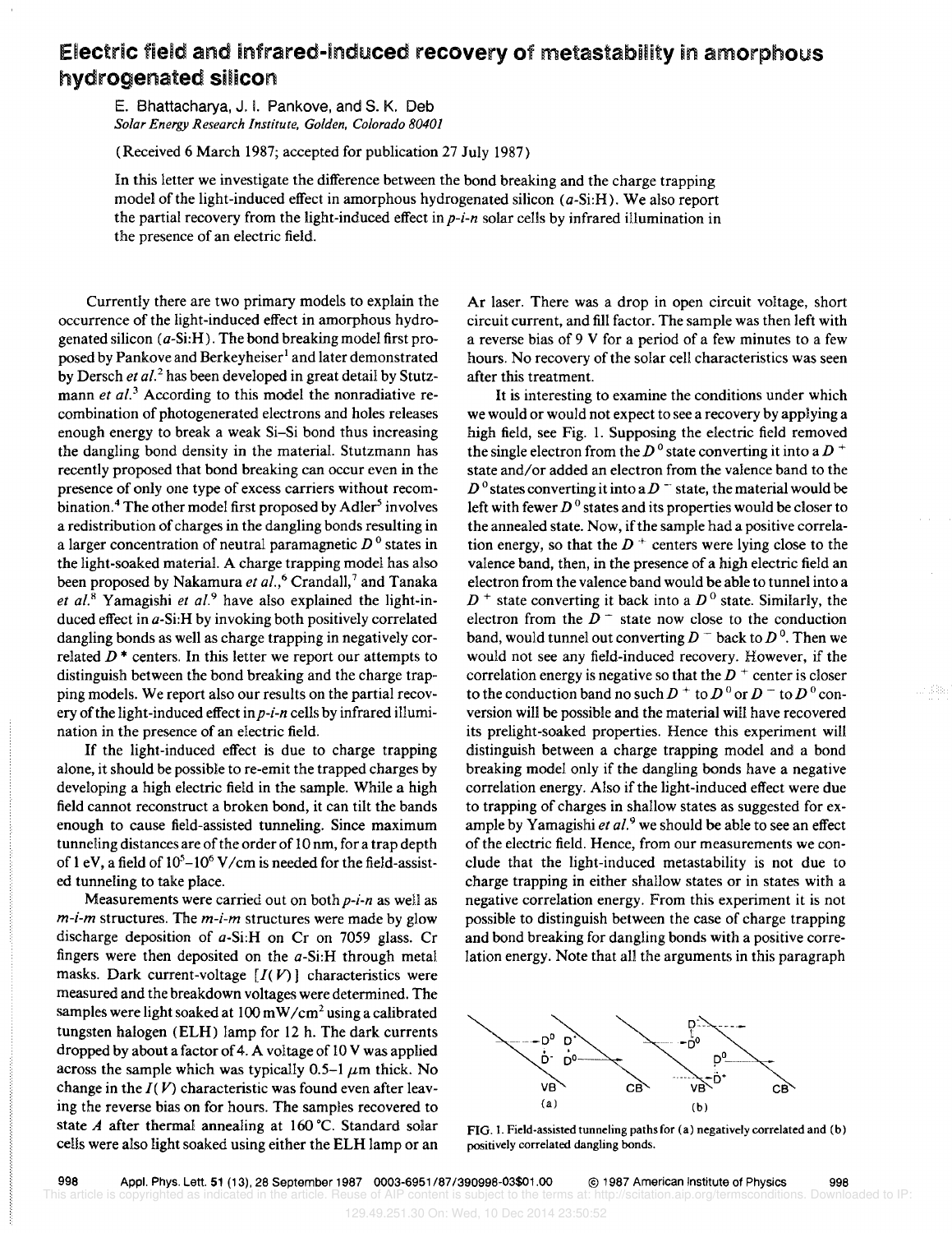# Electric field and infrared-induced recovery of metastability in amorphous hydrogenated silicon

E. Bhattacharya, J. I. Pankove, and S. K. Deb
*Solar Energy Research Institute, Golden, Colorado 80401*

(Received 6 March 1987; accepted for publication 27 July 1987)

In this letter we investigate the difference between the bond breaking and the charge trapping model of the light-induced effect in amorphous hydrogenated silicon ($a$-Si:H). We also report the partial recovery from the light-induced effect in $p$-$i$-$n$ solar cells by infrared illumination in the presence of an electric field.

Currently there are two primary models to explain the occurrence of the light-induced effect in amorphous hydrogenated silicon ($a$-Si:H). The bond breaking model first proposed by Pankove and Berkeyheiser[1] and later demonstrated by Dersch *et al.*[2] has been developed in great detail by Stutzmann *et al.*[3] According to this model the nonradiative recombination of photogenerated electrons and holes releases enough energy to break a weak Si–Si bond thus increasing the dangling bond density in the material. Stutzmann has recently proposed that bond breaking can occur even in the presence of only one type of excess carriers without recombination.[4] The other model first proposed by Adler[5] involves a redistribution of charges in the dangling bonds resulting in a larger concentration of neutral paramagnetic $D^0$ states in the light-soaked material. A charge trapping model has also been proposed by Nakamura *et al.*,[6] Crandall,[7] and Tanaka *et al.*[8] Yamagishi *et al.*[9] have also explained the light-induced effect in $a$-Si:H by invoking both positively correlated dangling bonds as well as charge trapping in negatively correlated $D^*$ centers. In this letter we report our attempts to distinguish between the bond breaking and the charge trapping models. We report also our results on the partial recovery of the light-induced effect in $p$-$i$-$n$ cells by infrared illumination in the presence of an electric field.

If the light-induced effect is due to charge trapping alone, it should be possible to re-emit the trapped charges by developing a high electric field in the sample. While a high field cannot reconstruct a broken bond, it can tilt the bands enough to cause field-assisted tunneling. Since maximum tunneling distances are of the order of 10 nm, for a trap depth of 1 eV, a field of $10^5$–$10^6$ V/cm is needed for the field-assisted tunneling to take place.

Measurements were carried out on both $p$-$i$-$n$ as well as $m$-$i$-$m$ structures. The $m$-$i$-$m$ structures were made by glow discharge deposition of $a$-Si:H on Cr on 7059 glass. Cr fingers were then deposited on the $a$-Si:H through metal masks. Dark current-voltage [$I(V)$] characteristics were measured and the breakdown voltages were determined. The samples were light soaked at 100 mW/cm$^2$ using a calibrated tungsten halogen (ELH) lamp for 12 h. The dark currents dropped by about a factor of 4. A voltage of 10 V was applied across the sample which was typically 0.5–1 $\mu$m thick. No change in the $I(V)$ characteristic was found even after leaving the reverse bias on for hours. The samples recovered to state $A$ after thermal annealing at 160 °C. Standard solar cells were also light soaked using either the ELH lamp or an Ar laser. There was a drop in open circuit voltage, short circuit current, and fill factor. The sample was then left with a reverse bias of 9 V for a period of a few minutes to a few hours. No recovery of the solar cell characteristics was seen after this treatment.

It is interesting to examine the conditions under which we would or would not expect to see a recovery by applying a high field, see Fig. 1. Supposing the electric field removed the single electron from the $D^0$ state converting it into a $D^+$ state and/or added an electron from the valence band to the $D^0$ states converting it into a $D^-$ state, the material would be left with fewer $D^0$ states and its properties would be closer to the annealed state. Now, if the sample had a positive correlation energy, so that the $D^+$ centers were lying close to the valence band, then, in the presence of a high electric field an electron from the valence band would be able to tunnel into a $D^+$ state converting it back into a $D^0$ state. Similarly, the electron from the $D^-$ state now close to the conduction band, would tunnel out converting $D^-$ back to $D^0$. Then we would not see any field-induced recovery. However, if the correlation energy is negative so that the $D^+$ center is closer to the conduction band no such $D^+$ to $D^0$ or $D^-$ to $D^0$ conversion will be possible and the material will have recovered its prelight-soaked properties. Hence this experiment will distinguish between a charge trapping model and a bond breaking model only if the dangling bonds have a negative correlation energy. Also if the light-induced effect were due to trapping of charges in shallow states as suggested for example by Yamagishi *et al.*[9] we should be able to see an effect of the electric field. Hence, from our measurements we conclude that the light-induced metastability is not due to charge trapping in either shallow states or in states with a negative correlation energy. From this experiment it is not possible to distinguish between the case of charge trapping and bond breaking for dangling bonds with a positive correlation energy. Note that all the arguments in this paragraph

FIG. 1. Field-assisted tunneling paths for (a) negatively correlated and (b) positively correlated dangling bonds.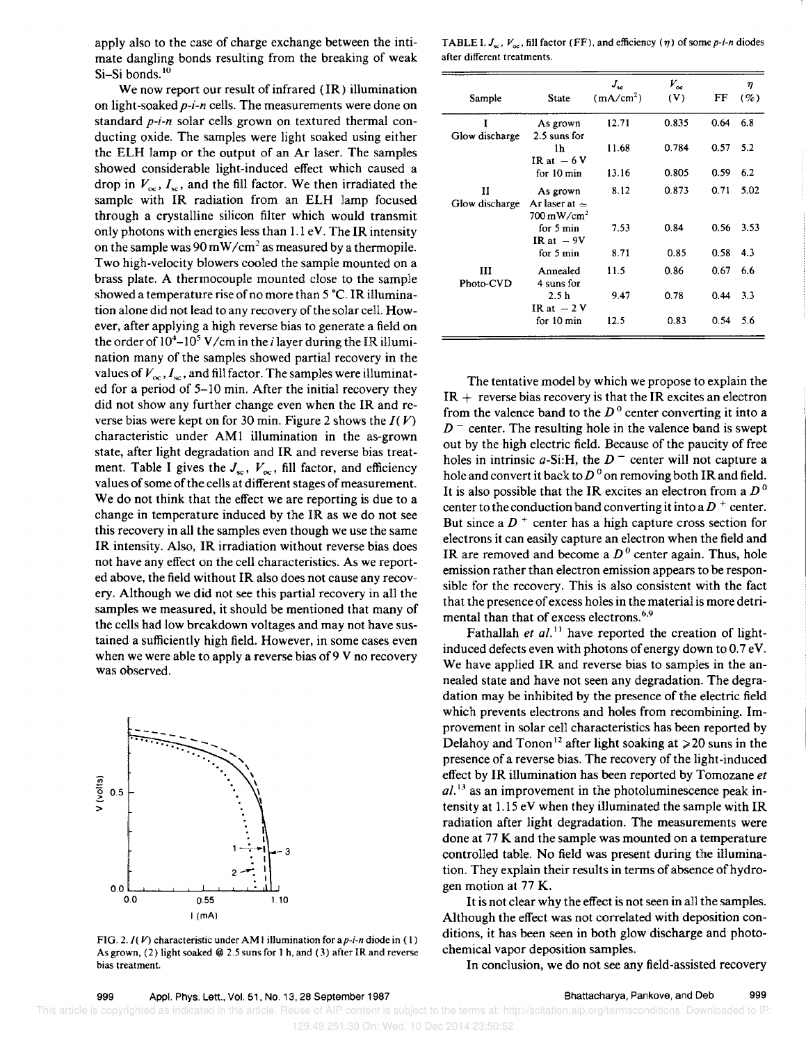apply also to the case of charge exchange between the intimate dangling bonds resulting from the breaking of weak Si–Si bonds.[10]

We now report our result of infrared (IR) illumination on light-soaked *p-i-n* cells. The measurements were done on standard *p-i-n* solar cells grown on textured thermal conducting oxide. The samples were light soaked using either the ELH lamp or the output of an Ar laser. The samples showed considerable light-induced effect which caused a drop in $V_{oc}$, $I_{sc}$, and the fill factor. We then irradiated the sample with IR radiation from an ELH lamp focused through a crystalline silicon filter which would transmit only photons with energies less than 1.1 eV. The IR intensity on the sample was 90 mW/cm$^2$ as measured by a thermopile. Two high-velocity blowers cooled the sample mounted on a brass plate. A thermocouple mounted close to the sample showed a temperature rise of no more than 5 °C. IR illumination alone did not lead to any recovery of the solar cell. However, after applying a high reverse bias to generate a field on the order of $10^4$–$10^5$ V/cm in the *i* layer during the IR illumination many of the samples showed partial recovery in the values of $V_{oc}$, $I_{sc}$, and fill factor. The samples were illuminated for a period of 5–10 min. After the initial recovery they did not show any further change even when the IR and reverse bias were kept on for 30 min. Figure 2 shows the $I(V)$ characteristic under AM1 illumination in the as-grown state, after light degradation and IR and reverse bias treatment. Table I gives the $J_{sc}$, $V_{oc}$, fill factor, and efficiency values of some of the cells at different stages of measurement. We do not think that the effect we are reporting is due to a change in temperature induced by the IR as we do not see this recovery in all the samples even though we use the same IR intensity. Also, IR irradiation without reverse bias does not have any effect on the cell characteristics. As we reported above, the field without IR also does not cause any recovery. Although we did not see this partial recovery in all the samples we measured, it should be mentioned that many of the cells had low breakdown voltages and may not have sustained a sufficiently high field. However, in some cases even when we were able to apply a reverse bias of 9 V no recovery was observed.

FIG. 2. $I(V)$ characteristic under AM1 illumination for a *p-i-n* diode in (1) As grown, (2) light soaked @ 2.5 suns for 1 h, and (3) after IR and reverse bias treatment.

TABLE I. $J_{sc}$, $V_{oc}$, fill factor (FF), and efficiency ($\eta$) of some *p-i-n* diodes after different treatments.

| Sample | State | $J_{sc}$ (mA/cm$^2$) | $V_{oc}$ (V) | FF | $\eta$ (%) |
|---|---|---|---|---|---|
| I Glow discharge | As grown | 12.71 | 0.835 | 0.64 | 6.8 |
| | 2.5 suns for 1h | 11.68 | 0.784 | 0.57 | 5.2 |
| | IR at $-6$ V for 10 min | 13.16 | 0.805 | 0.59 | 6.2 |
| II Glow discharge | As grown | 8.12 | 0.873 | 0.71 | 5.02 |
| | Ar laser at $\simeq$ 700 mW/cm$^2$ for 5 min | 7.53 | 0.84 | 0.56 | 3.53 |
| | IR at $-9$ V for 5 min | 8.71 | 0.85 | 0.58 | 4.3 |
| III Photo-CVD | Annealed | 11.5 | 0.86 | 0.67 | 6.6 |
| | 4 suns for 2.5 h | 9.47 | 0.78 | 0.44 | 3.3 |
| | IR at $-2$ V for 10 min | 12.5 | 0.83 | 0.54 | 5.6 |

The tentative model by which we propose to explain the IR + reverse bias recovery is that the IR excites an electron from the valence band to the $D^0$ center converting it into a $D^-$ center. The resulting hole in the valence band is swept out by the high electric field. Because of the paucity of free holes in intrinsic *a*-Si:H, the $D^-$ center will not capture a hole and convert it back to $D^0$ on removing both IR and field. It is also possible that the IR excites an electron from a $D^0$ center to the conduction band converting it into a $D^+$ center. But since a $D^+$ center has a high capture cross section for electrons it can easily capture an electron when the field and IR are removed and become a $D^0$ center again. Thus, hole emission rather than electron emission appears to be responsible for the recovery. This is also consistent with the fact that the presence of excess holes in the material is more detrimental than that of excess electrons.[6,9]

Fathallah *et al.*[11] have reported the creation of light-induced defects even with photons of energy down to 0.7 eV. We have applied IR and reverse bias to samples in the annealed state and have not seen any degradation. The degradation may be inhibited by the presence of the electric field which prevents electrons and holes from recombining. Improvement in solar cell characteristics has been reported by Delahoy and Tonon[12] after light soaking at $\geqslant$20 suns in the presence of a reverse bias. The recovery of the light-induced effect by IR illumination has been reported by Tomozane *et al.*[13] as an improvement in the photoluminescence peak intensity at 1.15 eV when they illuminated the sample with IR radiation after light degradation. The measurements were done at 77 K and the sample was mounted on a temperature controlled table. No field was present during the illumination. They explain their results in terms of absence of hydrogen motion at 77 K.

It is not clear why the effect is not seen in all the samples. Although the effect was not correlated with deposition conditions, it has been seen in both glow discharge and photochemical vapor deposition samples.

In conclusion, we do not see any field-assisted recovery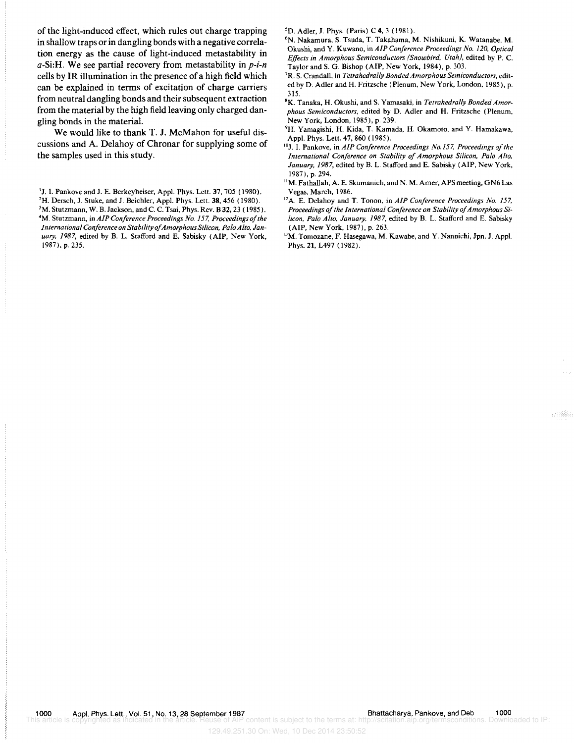of the light-induced effect, which rules out charge trapping in shallow traps or in dangling bonds with a negative correlation energy as the cause of light-induced metastability in *a*-Si:H. We see partial recovery from metastability in *p-i-n* cells by IR illumination in the presence of a high field which can be explained in terms of excitation of charge carriers from neutral dangling bonds and their subsequent extraction from the material by the high field leaving only charged dangling bonds in the material.

We would like to thank T. J. McMahon for useful discussions and A. Delahoy of Chronar for supplying some of the samples used in this study.

[1] J. I. Pankove and J. E. Berkeyheiser, Appl. Phys. Lett. **37**, 705 (1980).

[2] H. Dersch, J. Stuke, and J. Beichler, Appl. Phys. Lett. **38**, 456 (1980).

[3] M. Stutzmann, W. B. Jackson, and C. C. Tsai, Phys. Rev. B **32**, 23 (1985).

[4] M. Stutzmann, in *AIP Conference Proceedings No. 157, Proceedings of the International Conference on Stability of Amorphous Silicon, Palo Alto, January, 1987*, edited by B. L. Stafford and E. Sabisky (AIP, New York, 1987), p. 235.

[5] D. Adler, J. Phys. (Paris) C **4**, 3 (1981).

[6] N. Nakamura, S. Tsuda, T. Takahama, M. Nishikuni, K. Watanabe, M. Okushi, and Y. Kuwano, in *AIP Conference Proceedings No. 120, Optical Effects in Amorphous Semiconductors (Snowbird, Utah)*, edited by P. C. Taylor and S. G. Bishop (AIP, New York, 1984), p. 303.

[7] R. S. Crandall, in *Tetrahedrally Bonded Amorphous Semiconductors*, edited by D. Adler and H. Fritzsche (Plenum, New York, London, 1985), p. 315.

[8] K. Tanaka, H. Okushi, and S. Yamasaki, in *Tetrahedrally Bonded Amorphous Semiconductors*, edited by D. Adler and H. Fritzsche (Plenum, New York, London, 1985), p. 239.

[9] H. Yamagishi, H. Kida, T. Kamada, H. Okamoto, and Y. Hamakawa, Appl. Phys. Lett. **47**, 860 (1985).

[10] J. I. Pankove, in *AIP Conference Proceedings No. 157, Proceedings of the International Conference on Stability of Amorphous Silicon, Palo Alto, January, 1987*, edited by B. L. Stafford and E. Sabisky (AIP, New York, 1987), p. 294.

[11] M. Fathallah, A. E. Skumanich, and N. M. Amer, APS meeting, GN6 Las Vegas, March, 1986.

[12] A. E. Delahoy and T. Tonon, in *AIP Conference Proceedings No. 157, Proceedings of the International Conference on Stability of Amorphous Silicon, Palo Alto, January, 1987*, edited by B. L. Stafford and E. Sabisky (AIP, New York, 1987), p. 263.

[13] M. Tomozane, F. Hasegawa, M. Kawabe, and Y. Nannichi, Jpn. J. Appl. Phys. **21**, L497 (1982).